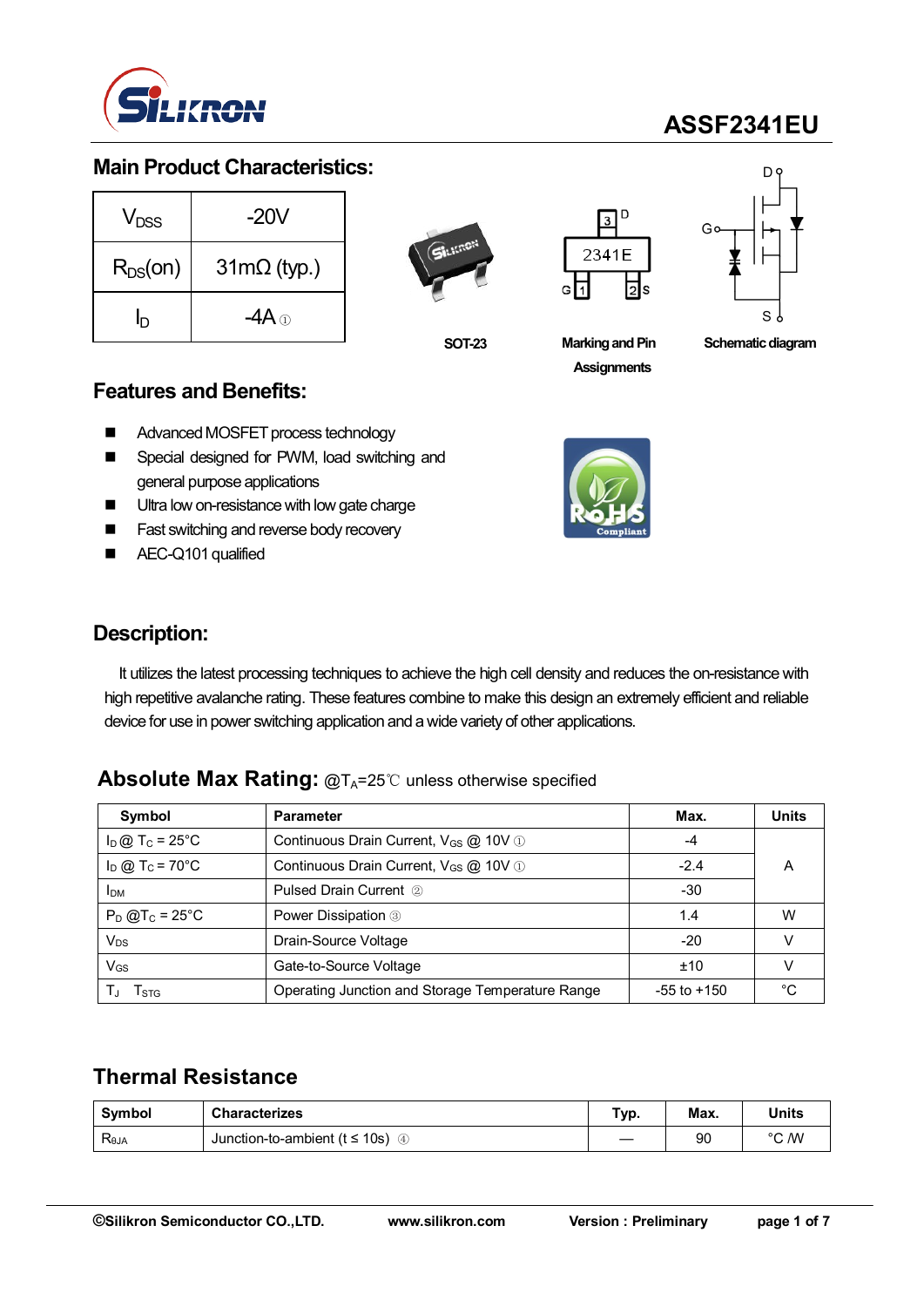# ASSF2341EU

## Main Product Characteristics:

| | |
|---|---|
| $V_{DSS}$ | -20V |
| $R_{DS}(on)$ | 31mΩ (typ.) |
| $I_D$ | -4A ① |

SOT-23

2341E

Marking and Pin Assignments

Schematic diagram

## Features and Benefits:

- Advanced MOSFET process technology
- Special designed for PWM, load switching and general purpose applications
- Ultra low on-resistance with low gate charge
- Fast switching and reverse body recovery
- AEC-Q101 qualified

## Description:

It utilizes the latest processing techniques to achieve the high cell density and reduces the on-resistance with high repetitive avalanche rating. These features combine to make this design an extremely efficient and reliable device for use in power switching application and a wide variety of other applications.

## Absolute Max Rating: @$T_A$=25℃ unless otherwise specified

| Symbol | Parameter | Max. | Units |
|---|---|---|---|
| $I_D$ @ $T_C$ = 25°C | Continuous Drain Current, $V_{GS}$ @ 10V ① | -4 | A |
| $I_D$ @ $T_C$ = 70°C | Continuous Drain Current, $V_{GS}$ @ 10V ① | -2.4 | |
| $I_{DM}$ | Pulsed Drain Current ② | -30 | |
| $P_D$ @$T_C$ = 25°C | Power Dissipation ③ | 1.4 | W |
| $V_{DS}$ | Drain-Source Voltage | -20 | V |
| $V_{GS}$ | Gate-to-Source Voltage | ±10 | V |
| $T_J$ $T_{STG}$ | Operating Junction and Storage Temperature Range | -55 to +150 | °C |

## Thermal Resistance

| Symbol | Characterizes | Typ. | Max. | Units |
|---|---|---|---|---|
| $R_{\theta JA}$ | Junction-to-ambient (t ≤ 10s) ④ | — | 90 | °C /W |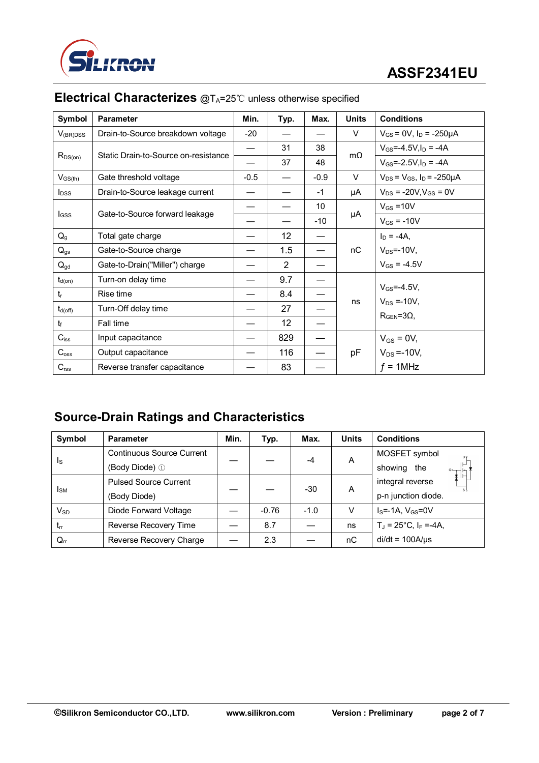## Electrical Characterizes @$T_A$=25℃ unless otherwise specified

| Symbol | Parameter | Min. | Typ. | Max. | Units | Conditions |
|---|---|---|---|---|---|---|
| $V_{(BR)DSS}$ | Drain-to-Source breakdown voltage | -20 | — | — | V | $V_{GS}$ = 0V, $I_D$ = -250μA |
| $R_{DS(on)}$ | Static Drain-to-Source on-resistance | — | 31 | 38 | mΩ | $V_{GS}$=-4.5V,$I_D$ = -4A |
| | | — | 37 | 48 | | $V_{GS}$=-2.5V,$I_D$ = -4A |
| $V_{GS(th)}$ | Gate threshold voltage | -0.5 | — | -0.9 | V | $V_{DS}$ = $V_{GS}$, $I_D$ = -250μA |
| $I_{DSS}$ | Drain-to-Source leakage current | — | — | -1 | μA | $V_{DS}$ = -20V,$V_{GS}$ = 0V |
| $I_{GSS}$ | Gate-to-Source forward leakage | — | — | 10 | μA | $V_{GS}$ =10V |
| | | — | — | -10 | | $V_{GS}$ = -10V |
| $Q_g$ | Total gate charge | — | 12 | — | nC | $I_D$ = -4A, |
| $Q_{gs}$ | Gate-to-Source charge | — | 1.5 | — | | $V_{DS}$=-10V, |
| $Q_{gd}$ | Gate-to-Drain("Miller") charge | — | 2 | — | | $V_{GS}$ = -4.5V |
| $t_{d(on)}$ | Turn-on delay time | — | 9.7 | — | ns | $V_{GS}$=-4.5V, |
| $t_r$ | Rise time | — | 8.4 | — | | $V_{DS}$ =-10V, |
| $t_{d(off)}$ | Turn-Off delay time | — | 27 | — | | $R_{GEN}$=3Ω, |
| $t_f$ | Fall time | — | 12 | — | | |
| $C_{iss}$ | Input capacitance | — | 829 | — | pF | $V_{GS}$ = 0V, |
| $C_{oss}$ | Output capacitance | — | 116 | — | | $V_{DS}$ =-10V, |
| $C_{rss}$ | Reverse transfer capacitance | — | 83 | — | | $f$ = 1MHz |

## Source-Drain Ratings and Characteristics

| Symbol | Parameter | Min. | Typ. | Max. | Units | Conditions |
|---|---|---|---|---|---|---|
| $I_S$ | Continuous Source Current (Body Diode) ① | — | — | -4 | A | MOSFET symbol showing the integral reverse p-n junction diode. |
| $I_{SM}$ | Pulsed Source Current (Body Diode) | — | — | -30 | A | |
| $V_{SD}$ | Diode Forward Voltage | — | -0.76 | -1.0 | V | $I_S$=-1A, $V_{GS}$=0V |
| $t_{rr}$ | Reverse Recovery Time | — | 8.7 | — | ns | $T_J$ = 25°C, $I_F$ =-4A, |
| $Q_{rr}$ | Reverse Recovery Charge | — | 2.3 | — | nC | di/dt = 100A/μs |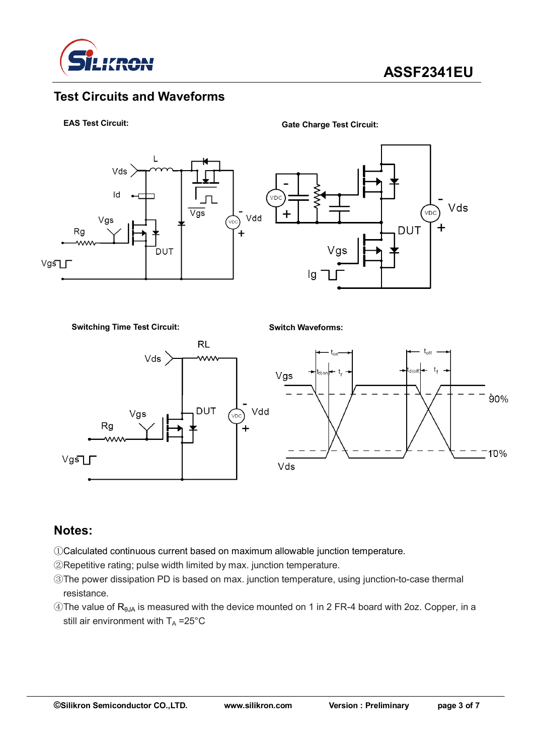## Test Circuits and Waveforms

**EAS Test Circuit:**

**Gate Charge Test Circuit:**

**Switching Time Test Circuit:**

**Switch Waveforms:**

## Notes:

①Calculated continuous current based on maximum allowable junction temperature.

②Repetitive rating; pulse width limited by max. junction temperature.

③The power dissipation PD is based on max. junction temperature, using junction-to-case thermal resistance.

④The value of $R_{\theta JA}$ is measured with the device mounted on 1 in 2 FR-4 board with 2oz. Copper, in a still air environment with $T_A$ =25°C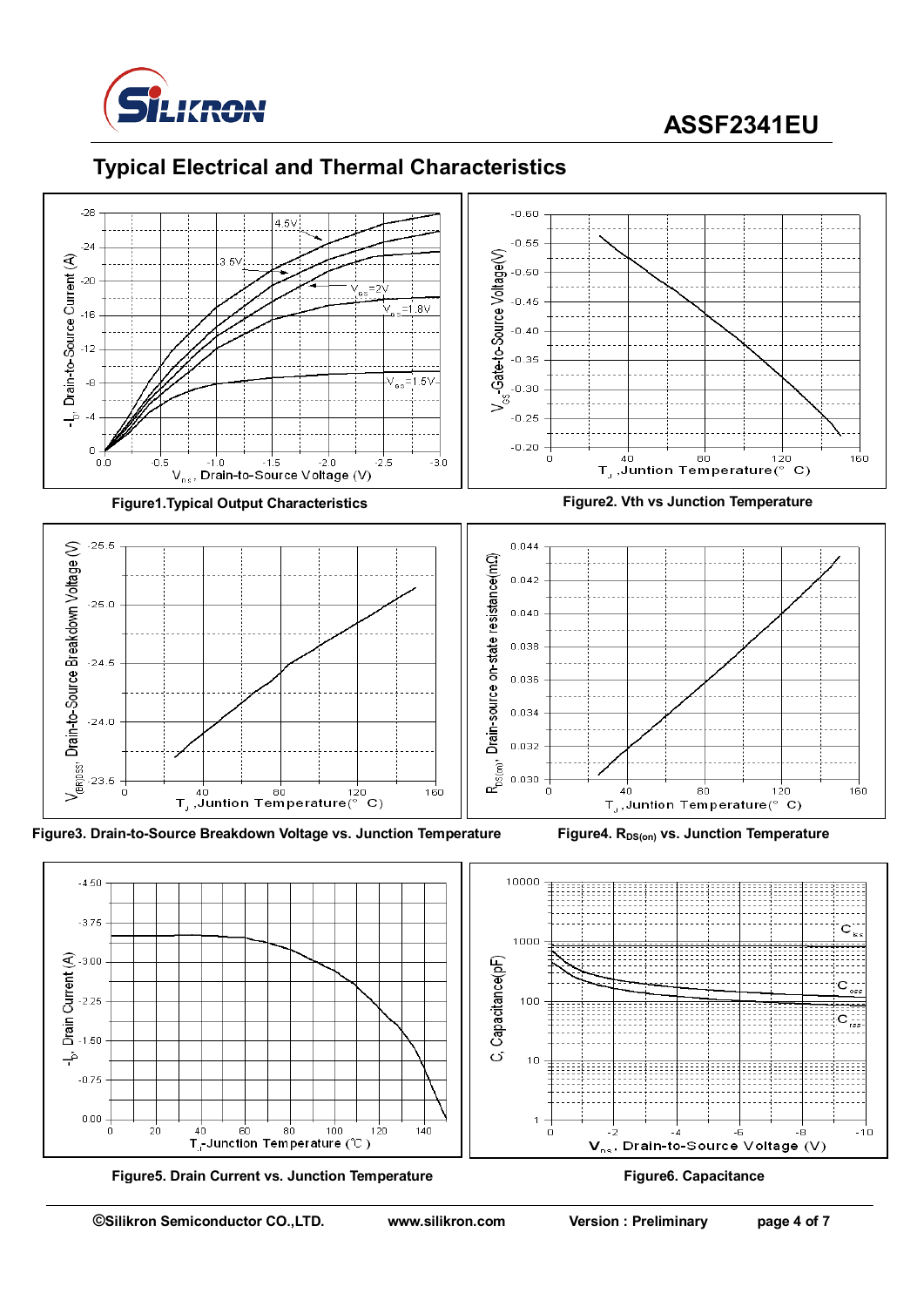## Typical Electrical and Thermal Characteristics

Figure1.Typical Output Characteristics

Figure2. Vth vs Junction Temperature

Figure3. Drain-to-Source Breakdown Voltage vs. Junction Temperature

Figure4. $R_{DS(on)}$ vs. Junction Temperature

Figure5. Drain Current vs. Junction Temperature

Figure6. Capacitance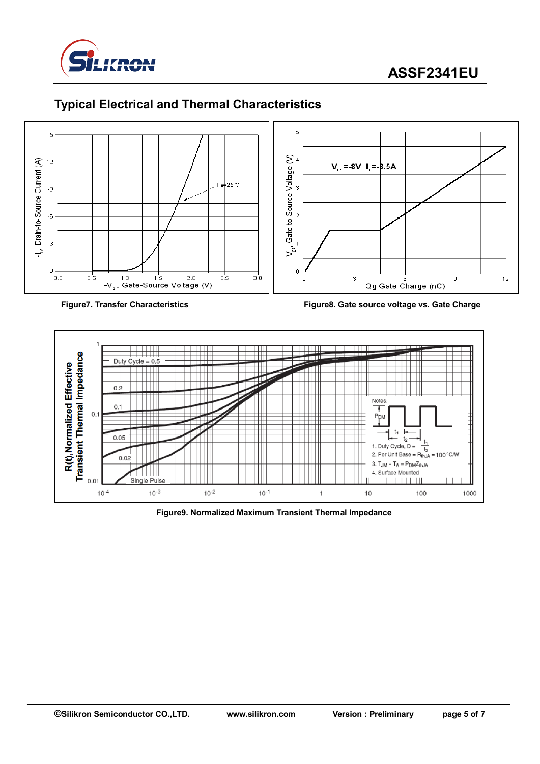## Typical Electrical and Thermal Characteristics

Figure7. Transfer Characteristics

Figure8. Gate source voltage vs. Gate Charge

Figure9. Normalized Maximum Transient Thermal Impedance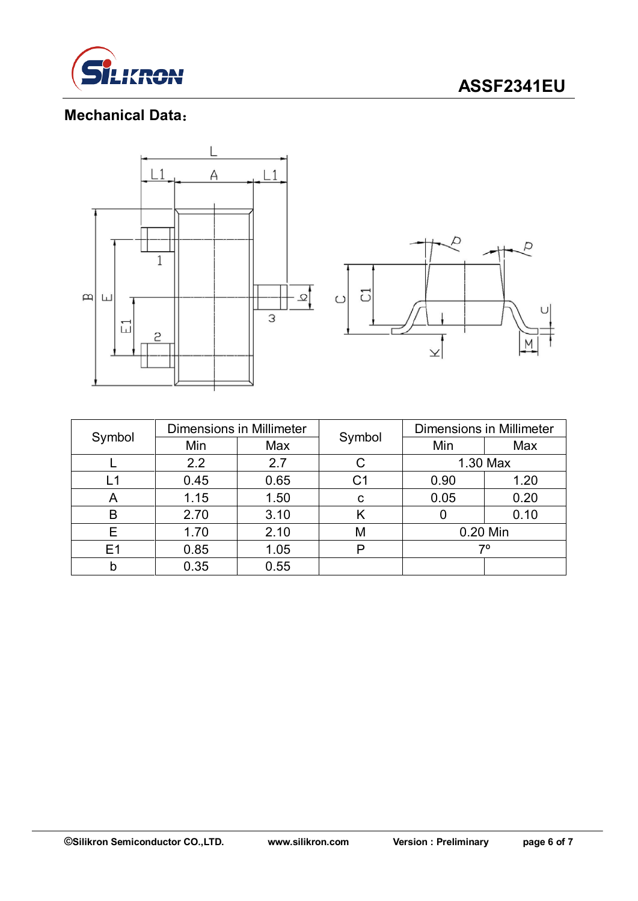## Mechanical Data：

| Symbol | Dimensions in Millimeter | | Symbol | Dimensions in Millimeter | |
|---|---|---|---|---|---|
| | Min | Max | | Min | Max |
| L | 2.2 | 2.7 | C | 1.30 Max | |
| L1 | 0.45 | 0.65 | C1 | 0.90 | 1.20 |
| A | 1.15 | 1.50 | c | 0.05 | 0.20 |
| B | 2.70 | 3.10 | K | 0 | 0.10 |
| E | 1.70 | 2.10 | M | 0.20 Min | |
| E1 | 0.85 | 1.05 | P | 7º | |
| b | 0.35 | 0.55 | | | |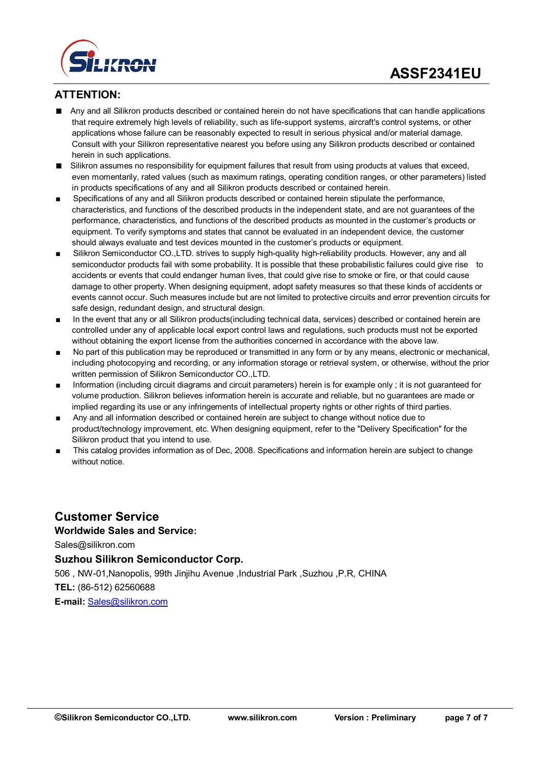## ATTENTION:

- Any and all Silikron products described or contained herein do not have specifications that can handle applications that require extremely high levels of reliability, such as life-support systems, aircraft's control systems, or other applications whose failure can be reasonably expected to result in serious physical and/or material damage. Consult with your Silikron representative nearest you before using any Silikron products described or contained herein in such applications.
- Silikron assumes no responsibility for equipment failures that result from using products at values that exceed, even momentarily, rated values (such as maximum ratings, operating condition ranges, or other parameters) listed in products specifications of any and all Silikron products described or contained herein.
- Specifications of any and all Silikron products described or contained herein stipulate the performance, characteristics, and functions of the described products in the independent state, and are not guarantees of the performance, characteristics, and functions of the described products as mounted in the customer's products or equipment. To verify symptoms and states that cannot be evaluated in an independent device, the customer should always evaluate and test devices mounted in the customer's products or equipment.
- Silikron Semiconductor CO.,LTD. strives to supply high-quality high-reliability products. However, any and all semiconductor products fail with some probability. It is possible that these probabilistic failures could give rise to accidents or events that could endanger human lives, that could give rise to smoke or fire, or that could cause damage to other property. When designing equipment, adopt safety measures so that these kinds of accidents or events cannot occur. Such measures include but are not limited to protective circuits and error prevention circuits for safe design, redundant design, and structural design.
- In the event that any or all Silikron products(including technical data, services) described or contained herein are controlled under any of applicable local export control laws and regulations, such products must not be exported without obtaining the export license from the authorities concerned in accordance with the above law.
- No part of this publication may be reproduced or transmitted in any form or by any means, electronic or mechanical, including photocopying and recording, or any information storage or retrieval system, or otherwise, without the prior written permission of Silikron Semiconductor CO.,LTD.
- Information (including circuit diagrams and circuit parameters) herein is for example only ; it is not guaranteed for volume production. Silikron believes information herein is accurate and reliable, but no guarantees are made or implied regarding its use or any infringements of intellectual property rights or other rights of third parties.
- Any and all information described or contained herein are subject to change without notice due to product/technology improvement, etc. When designing equipment, refer to the "Delivery Specification" for the Silikron product that you intend to use.
- This catalog provides information as of Dec, 2008. Specifications and information herein are subject to change without notice.

## Customer Service

**Worldwide Sales and Service:**

Sales@silikron.com

**Suzhou Silikron Semiconductor Corp.**

506 , NW-01,Nanopolis, 99th Jinjihu Avenue ,Industrial Park ,Suzhou ,P.R, CHINA

**TEL:** (86-512) 62560688

**E-mail:** Sales@silikron.com